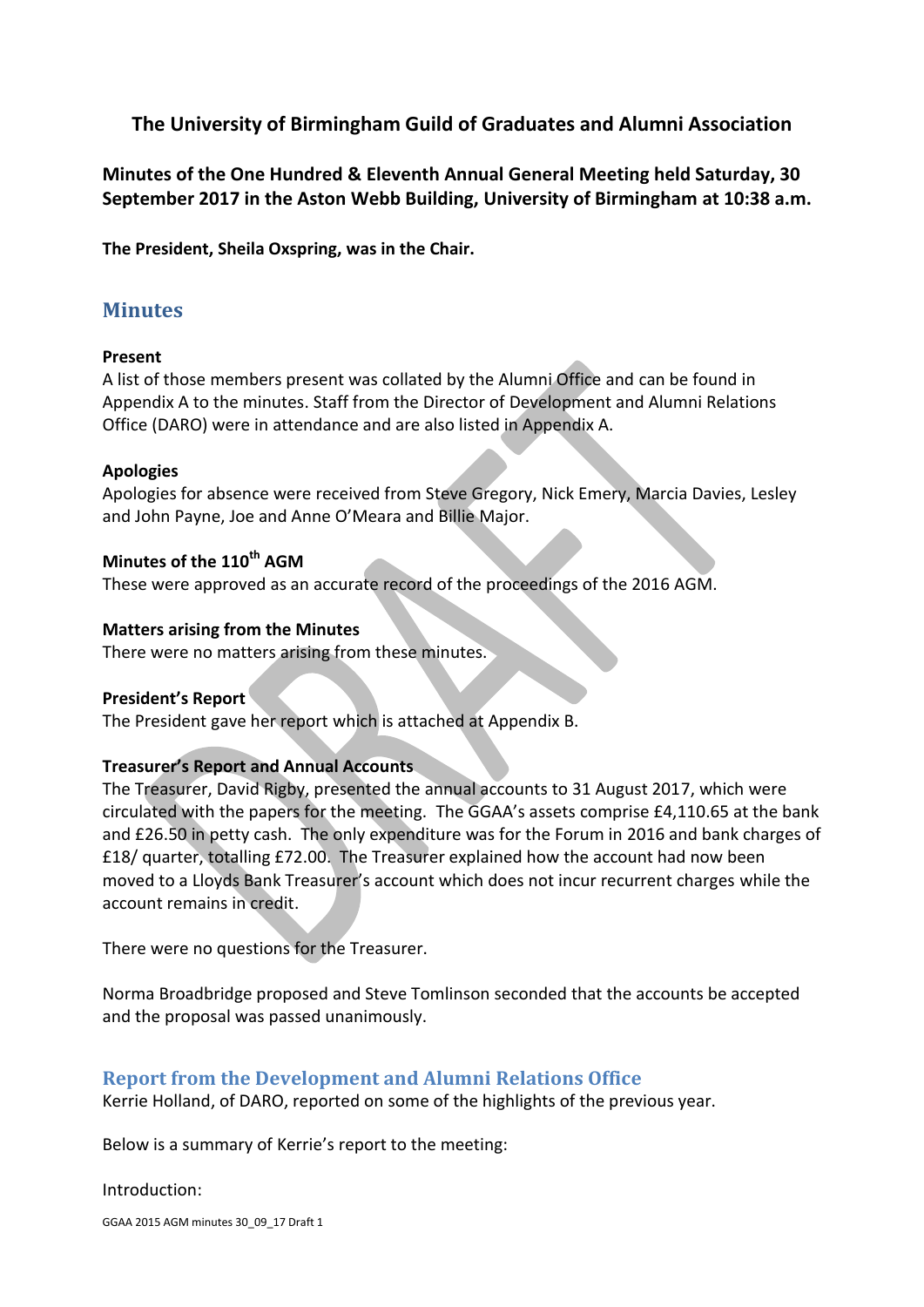# The University of Birmingham Guild of Graduates and Alumni Association

**Minutes of the One Hundred & Eleventh Annual General Meeting held Saturday, 30 September 2017 in the Aston Webb Building, University of Birmingham at 10:38 a.m.**

**The President, Sheila Oxspring, was in the Chair.**

## Minutes

**Present**
A list of those members present was collated by the Alumni Office and can be found in Appendix A to the minutes. Staff from the Director of Development and Alumni Relations Office (DARO) were in attendance and are also listed in Appendix A.

**Apologies**
Apologies for absence were received from Steve Gregory, Nick Emery, Marcia Davies, Lesley and John Payne, Joe and Anne O'Meara and Billie Major.

**Minutes of the 110th AGM**
These were approved as an accurate record of the proceedings of the 2016 AGM.

**Matters arising from the Minutes**
There were no matters arising from these minutes.

**President's Report**
The President gave her report which is attached at Appendix B.

**Treasurer's Report and Annual Accounts**
The Treasurer, David Rigby, presented the annual accounts to 31 August 2017, which were circulated with the papers for the meeting. The GGAA's assets comprise £4,110.65 at the bank and £26.50 in petty cash. The only expenditure was for the Forum in 2016 and bank charges of £18/ quarter, totalling £72.00. The Treasurer explained how the account had now been moved to a Lloyds Bank Treasurer's account which does not incur recurrent charges while the account remains in credit.

There were no questions for the Treasurer.

Norma Broadbridge proposed and Steve Tomlinson seconded that the accounts be accepted and the proposal was passed unanimously.

### Report from the Development and Alumni Relations Office

Kerrie Holland, of DARO, reported on some of the highlights of the previous year.

Below is a summary of Kerrie's report to the meeting:

Introduction: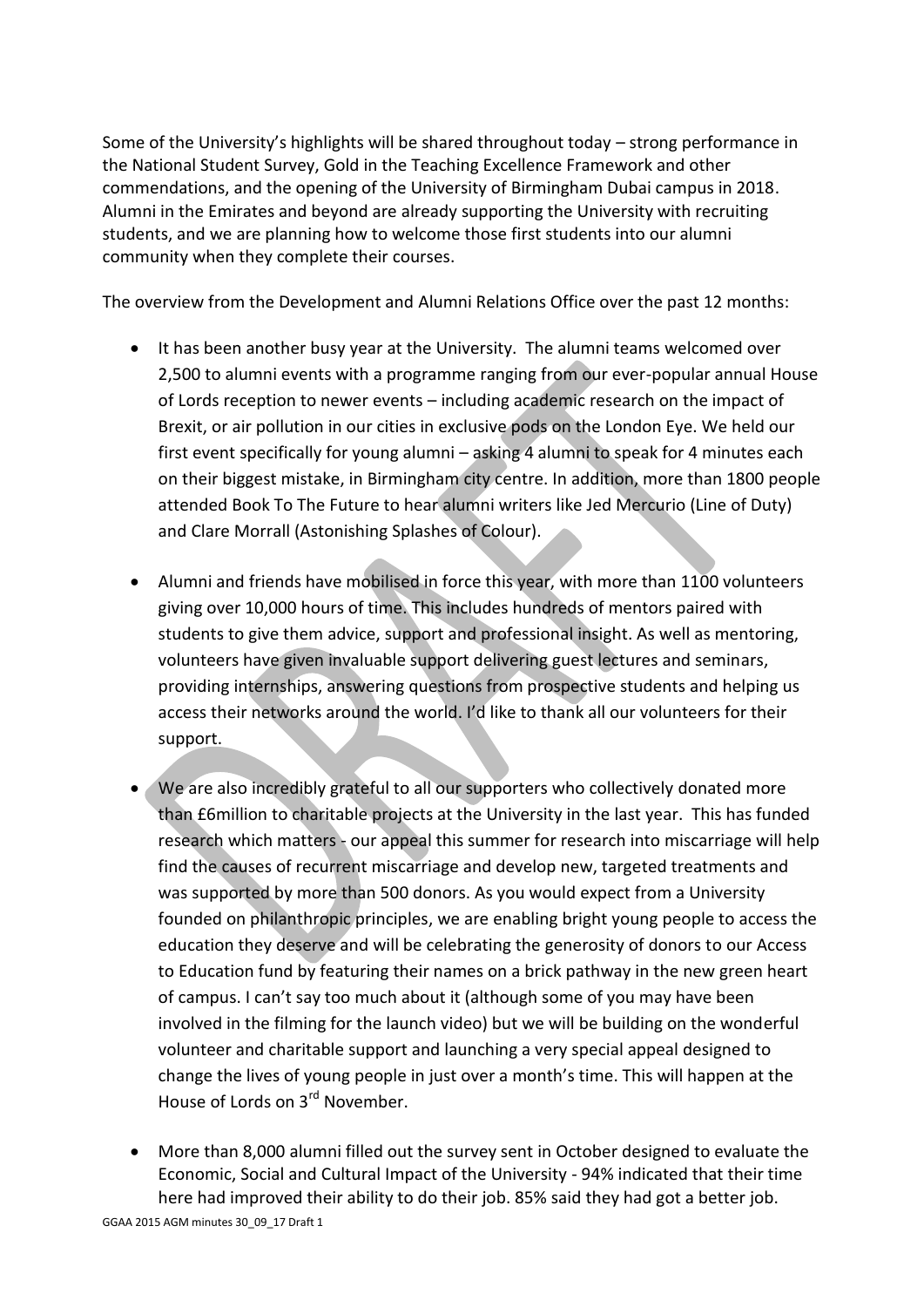Some of the University's highlights will be shared throughout today – strong performance in the National Student Survey, Gold in the Teaching Excellence Framework and other commendations, and the opening of the University of Birmingham Dubai campus in 2018. Alumni in the Emirates and beyond are already supporting the University with recruiting students, and we are planning how to welcome those first students into our alumni community when they complete their courses.

The overview from the Development and Alumni Relations Office over the past 12 months:

- It has been another busy year at the University. The alumni teams welcomed over 2,500 to alumni events with a programme ranging from our ever-popular annual House of Lords reception to newer events – including academic research on the impact of Brexit, or air pollution in our cities in exclusive pods on the London Eye. We held our first event specifically for young alumni – asking 4 alumni to speak for 4 minutes each on their biggest mistake, in Birmingham city centre. In addition, more than 1800 people attended Book To The Future to hear alumni writers like Jed Mercurio (Line of Duty) and Clare Morrall (Astonishing Splashes of Colour).

- Alumni and friends have mobilised in force this year, with more than 1100 volunteers giving over 10,000 hours of time. This includes hundreds of mentors paired with students to give them advice, support and professional insight. As well as mentoring, volunteers have given invaluable support delivering guest lectures and seminars, providing internships, answering questions from prospective students and helping us access their networks around the world. I'd like to thank all our volunteers for their support.

- We are also incredibly grateful to all our supporters who collectively donated more than £6million to charitable projects at the University in the last year. This has funded research which matters - our appeal this summer for research into miscarriage will help find the causes of recurrent miscarriage and develop new, targeted treatments and was supported by more than 500 donors. As you would expect from a University founded on philanthropic principles, we are enabling bright young people to access the education they deserve and will be celebrating the generosity of donors to our Access to Education fund by featuring their names on a brick pathway in the new green heart of campus. I can't say too much about it (although some of you may have been involved in the filming for the launch video) but we will be building on the wonderful volunteer and charitable support and launching a very special appeal designed to change the lives of young people in just over a month's time. This will happen at the House of Lords on 3rd November.

- More than 8,000 alumni filled out the survey sent in October designed to evaluate the Economic, Social and Cultural Impact of the University - 94% indicated that their time here had improved their ability to do their job. 85% said they had got a better job.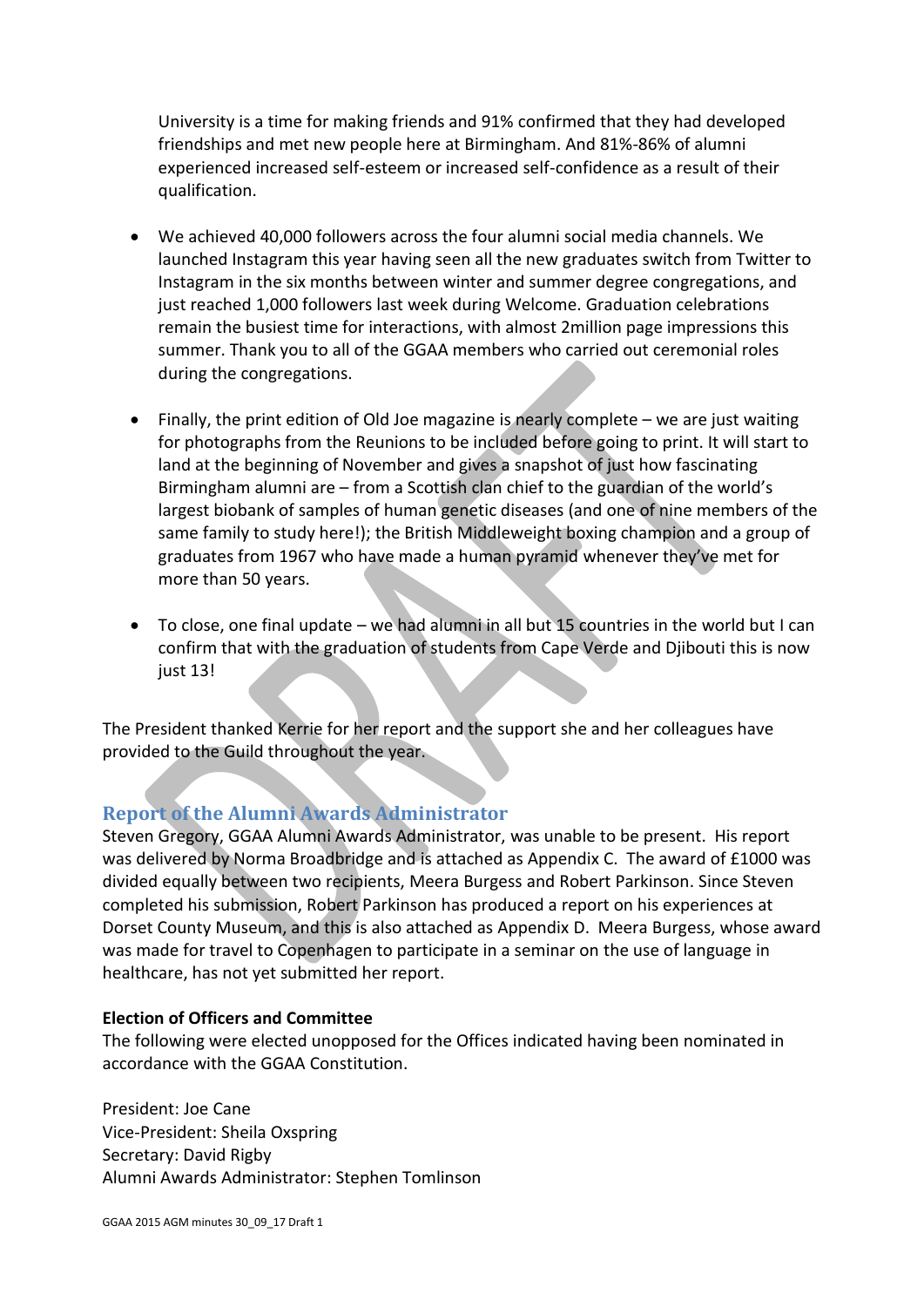University is a time for making friends and 91% confirmed that they had developed friendships and met new people here at Birmingham. And 81%-86% of alumni experienced increased self-esteem or increased self-confidence as a result of their qualification.

- We achieved 40,000 followers across the four alumni social media channels. We launched Instagram this year having seen all the new graduates switch from Twitter to Instagram in the six months between winter and summer degree congregations, and just reached 1,000 followers last week during Welcome. Graduation celebrations remain the busiest time for interactions, with almost 2million page impressions this summer. Thank you to all of the GGAA members who carried out ceremonial roles during the congregations.

- Finally, the print edition of Old Joe magazine is nearly complete – we are just waiting for photographs from the Reunions to be included before going to print. It will start to land at the beginning of November and gives a snapshot of just how fascinating Birmingham alumni are – from a Scottish clan chief to the guardian of the world's largest biobank of samples of human genetic diseases (and one of nine members of the same family to study here!); the British Middleweight boxing champion and a group of graduates from 1967 who have made a human pyramid whenever they've met for more than 50 years.

- To close, one final update – we had alumni in all but 15 countries in the world but I can confirm that with the graduation of students from Cape Verde and Djibouti this is now just 13!

The President thanked Kerrie for her report and the support she and her colleagues have provided to the Guild throughout the year.

## Report of the Alumni Awards Administrator

Steven Gregory, GGAA Alumni Awards Administrator, was unable to be present. His report was delivered by Norma Broadbridge and is attached as Appendix C. The award of £1000 was divided equally between two recipients, Meera Burgess and Robert Parkinson. Since Steven completed his submission, Robert Parkinson has produced a report on his experiences at Dorset County Museum, and this is also attached as Appendix D. Meera Burgess, whose award was made for travel to Copenhagen to participate in a seminar on the use of language in healthcare, has not yet submitted her report.

**Election of Officers and Committee**

The following were elected unopposed for the Offices indicated having been nominated in accordance with the GGAA Constitution.

President: Joe Cane
Vice-President: Sheila Oxspring
Secretary: David Rigby
Alumni Awards Administrator: Stephen Tomlinson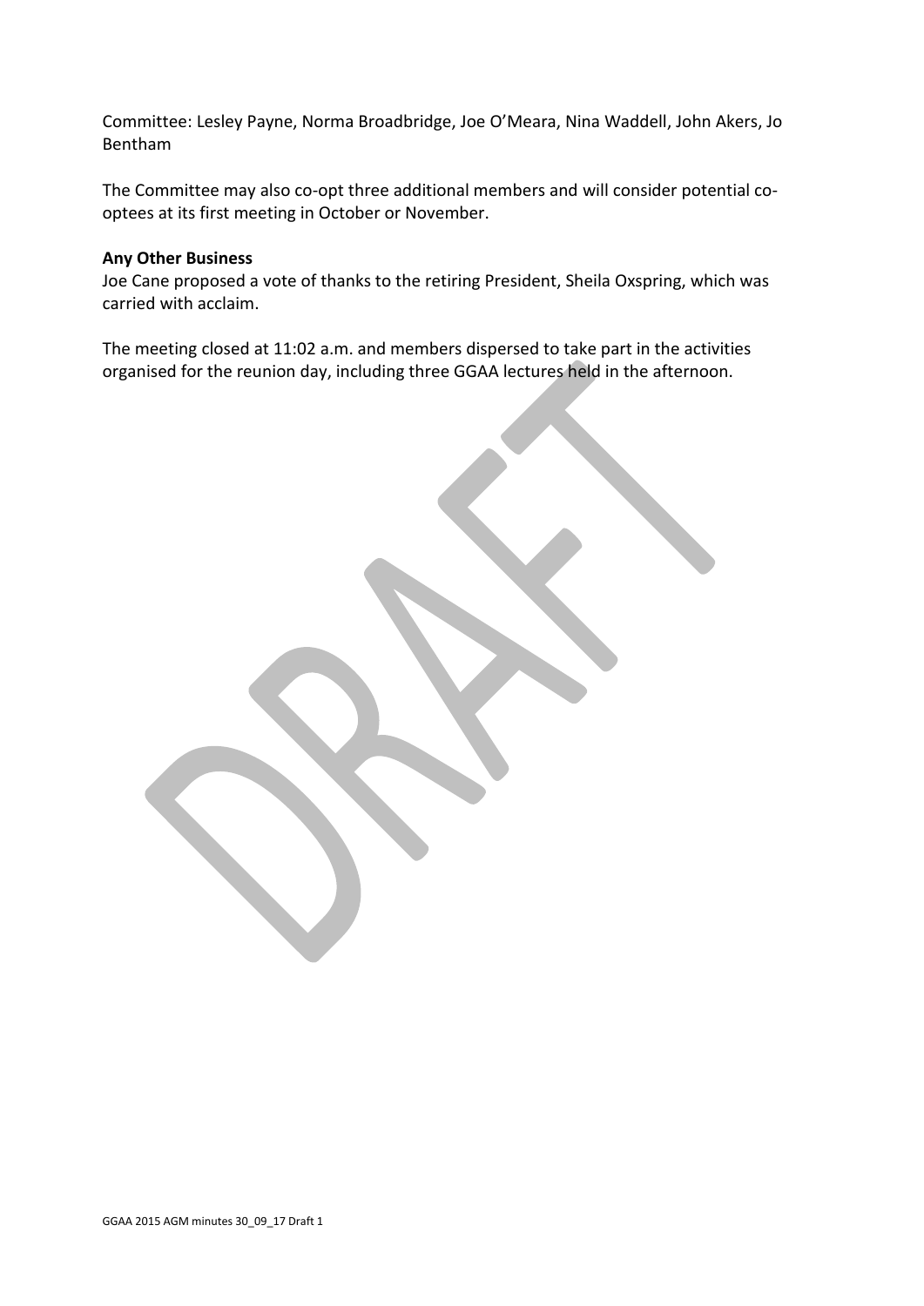Committee: Lesley Payne, Norma Broadbridge, Joe O'Meara, Nina Waddell, John Akers, Jo Bentham

The Committee may also co-opt three additional members and will consider potential co-optees at its first meeting in October or November.

**Any Other Business**

Joe Cane proposed a vote of thanks to the retiring President, Sheila Oxspring, which was carried with acclaim.

The meeting closed at 11:02 a.m. and members dispersed to take part in the activities organised for the reunion day, including three GGAA lectures held in the afternoon.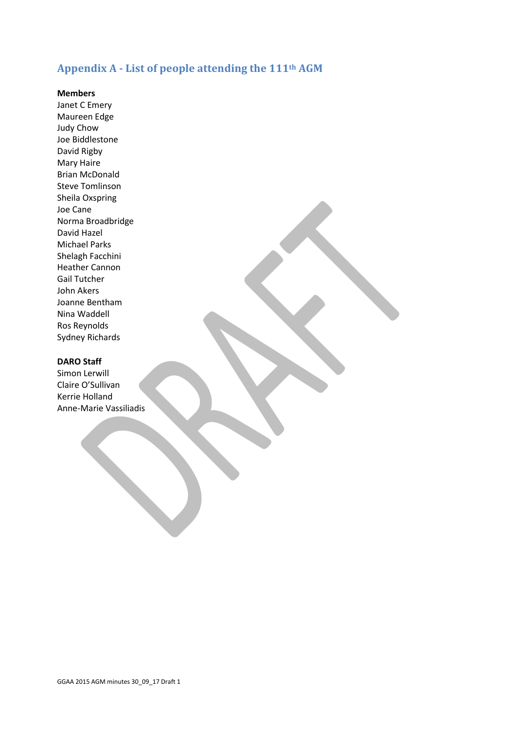## Appendix A - List of people attending the 111th AGM

**Members**

Janet C Emery
Maureen Edge
Judy Chow
Joe Biddlestone
David Rigby
Mary Haire
Brian McDonald
Steve Tomlinson
Sheila Oxspring
Joe Cane
Norma Broadbridge
David Hazel
Michael Parks
Shelagh Facchini
Heather Cannon
Gail Tutcher
John Akers
Joanne Bentham
Nina Waddell
Ros Reynolds
Sydney Richards

**DARO Staff**

Simon Lerwill
Claire O'Sullivan
Kerrie Holland
Anne-Marie Vassiliadis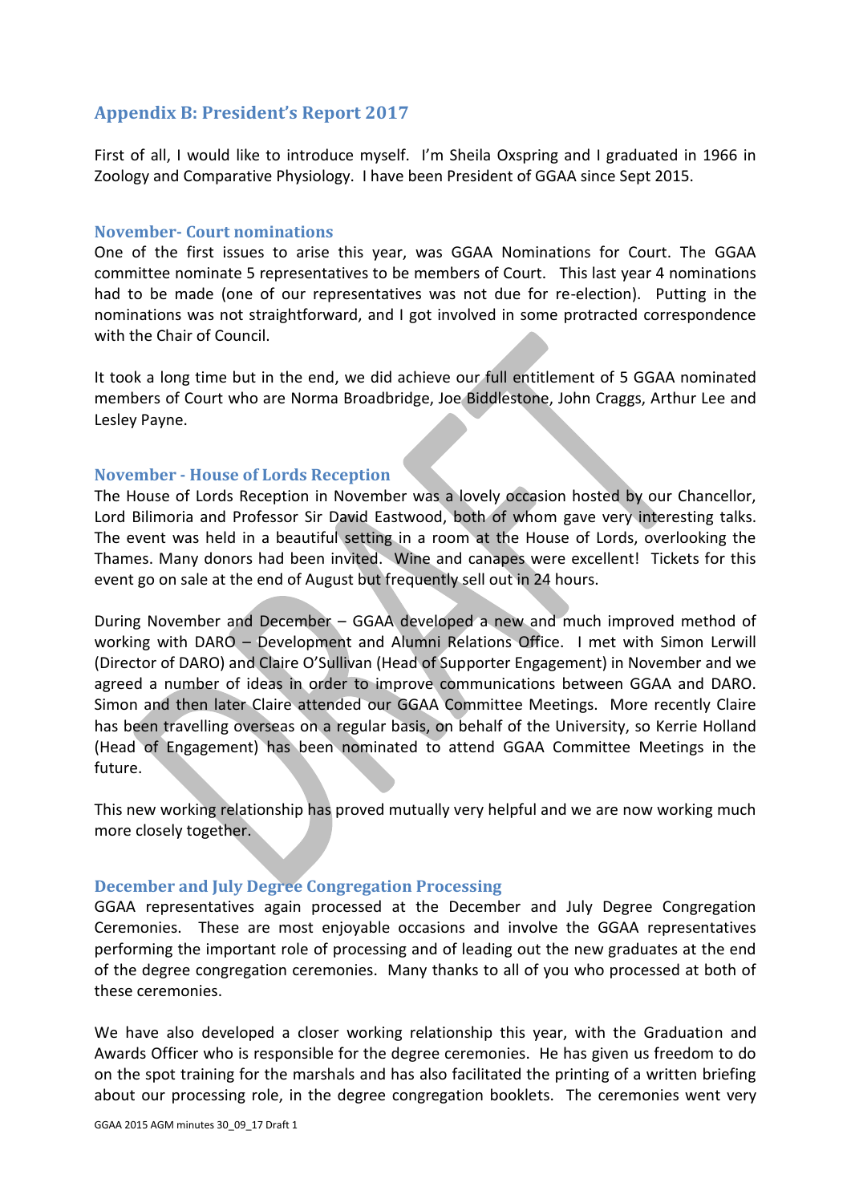## Appendix B: President's Report 2017

First of all, I would like to introduce myself. I'm Sheila Oxspring and I graduated in 1966 in Zoology and Comparative Physiology. I have been President of GGAA since Sept 2015.

### November- Court nominations

One of the first issues to arise this year, was GGAA Nominations for Court. The GGAA committee nominate 5 representatives to be members of Court. This last year 4 nominations had to be made (one of our representatives was not due for re-election). Putting in the nominations was not straightforward, and I got involved in some protracted correspondence with the Chair of Council.

It took a long time but in the end, we did achieve our full entitlement of 5 GGAA nominated members of Court who are Norma Broadbridge, Joe Biddlestone, John Craggs, Arthur Lee and Lesley Payne.

### November - House of Lords Reception

The House of Lords Reception in November was a lovely occasion hosted by our Chancellor, Lord Bilimoria and Professor Sir David Eastwood, both of whom gave very interesting talks. The event was held in a beautiful setting in a room at the House of Lords, overlooking the Thames. Many donors had been invited. Wine and canapes were excellent! Tickets for this event go on sale at the end of August but frequently sell out in 24 hours.

During November and December – GGAA developed a new and much improved method of working with DARO – Development and Alumni Relations Office. I met with Simon Lerwill (Director of DARO) and Claire O'Sullivan (Head of Supporter Engagement) in November and we agreed a number of ideas in order to improve communications between GGAA and DARO. Simon and then later Claire attended our GGAA Committee Meetings. More recently Claire has been travelling overseas on a regular basis, on behalf of the University, so Kerrie Holland (Head of Engagement) has been nominated to attend GGAA Committee Meetings in the future.

This new working relationship has proved mutually very helpful and we are now working much more closely together.

### December and July Degree Congregation Processing

GGAA representatives again processed at the December and July Degree Congregation Ceremonies. These are most enjoyable occasions and involve the GGAA representatives performing the important role of processing and of leading out the new graduates at the end of the degree congregation ceremonies. Many thanks to all of you who processed at both of these ceremonies.

We have also developed a closer working relationship this year, with the Graduation and Awards Officer who is responsible for the degree ceremonies. He has given us freedom to do on the spot training for the marshals and has also facilitated the printing of a written briefing about our processing role, in the degree congregation booklets. The ceremonies went very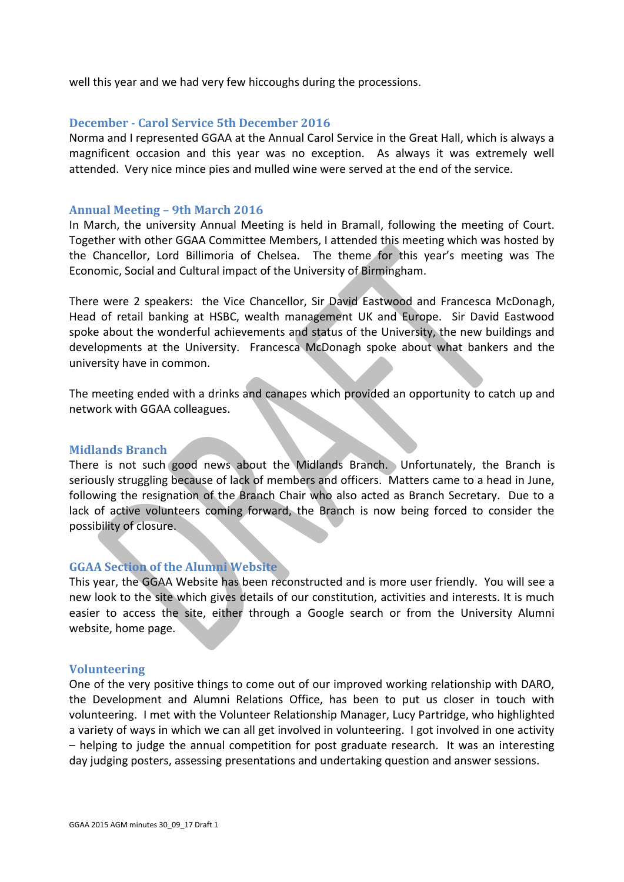well this year and we had very few hiccoughs during the processions.

### December - Carol Service 5th December 2016

Norma and I represented GGAA at the Annual Carol Service in the Great Hall, which is always a magnificent occasion and this year was no exception. As always it was extremely well attended. Very nice mince pies and mulled wine were served at the end of the service.

### Annual Meeting – 9th March 2016

In March, the university Annual Meeting is held in Bramall, following the meeting of Court. Together with other GGAA Committee Members, I attended this meeting which was hosted by the Chancellor, Lord Billimoria of Chelsea. The theme for this year's meeting was The Economic, Social and Cultural impact of the University of Birmingham.

There were 2 speakers: the Vice Chancellor, Sir David Eastwood and Francesca McDonagh, Head of retail banking at HSBC, wealth management UK and Europe. Sir David Eastwood spoke about the wonderful achievements and status of the University, the new buildings and developments at the University. Francesca McDonagh spoke about what bankers and the university have in common.

The meeting ended with a drinks and canapes which provided an opportunity to catch up and network with GGAA colleagues.

### Midlands Branch

There is not such good news about the Midlands Branch. Unfortunately, the Branch is seriously struggling because of lack of members and officers. Matters came to a head in June, following the resignation of the Branch Chair who also acted as Branch Secretary. Due to a lack of active volunteers coming forward, the Branch is now being forced to consider the possibility of closure.

### GGAA Section of the Alumni Website

This year, the GGAA Website has been reconstructed and is more user friendly. You will see a new look to the site which gives details of our constitution, activities and interests. It is much easier to access the site, either through a Google search or from the University Alumni website, home page.

### Volunteering

One of the very positive things to come out of our improved working relationship with DARO, the Development and Alumni Relations Office, has been to put us closer in touch with volunteering. I met with the Volunteer Relationship Manager, Lucy Partridge, who highlighted a variety of ways in which we can all get involved in volunteering. I got involved in one activity – helping to judge the annual competition for post graduate research. It was an interesting day judging posters, assessing presentations and undertaking question and answer sessions.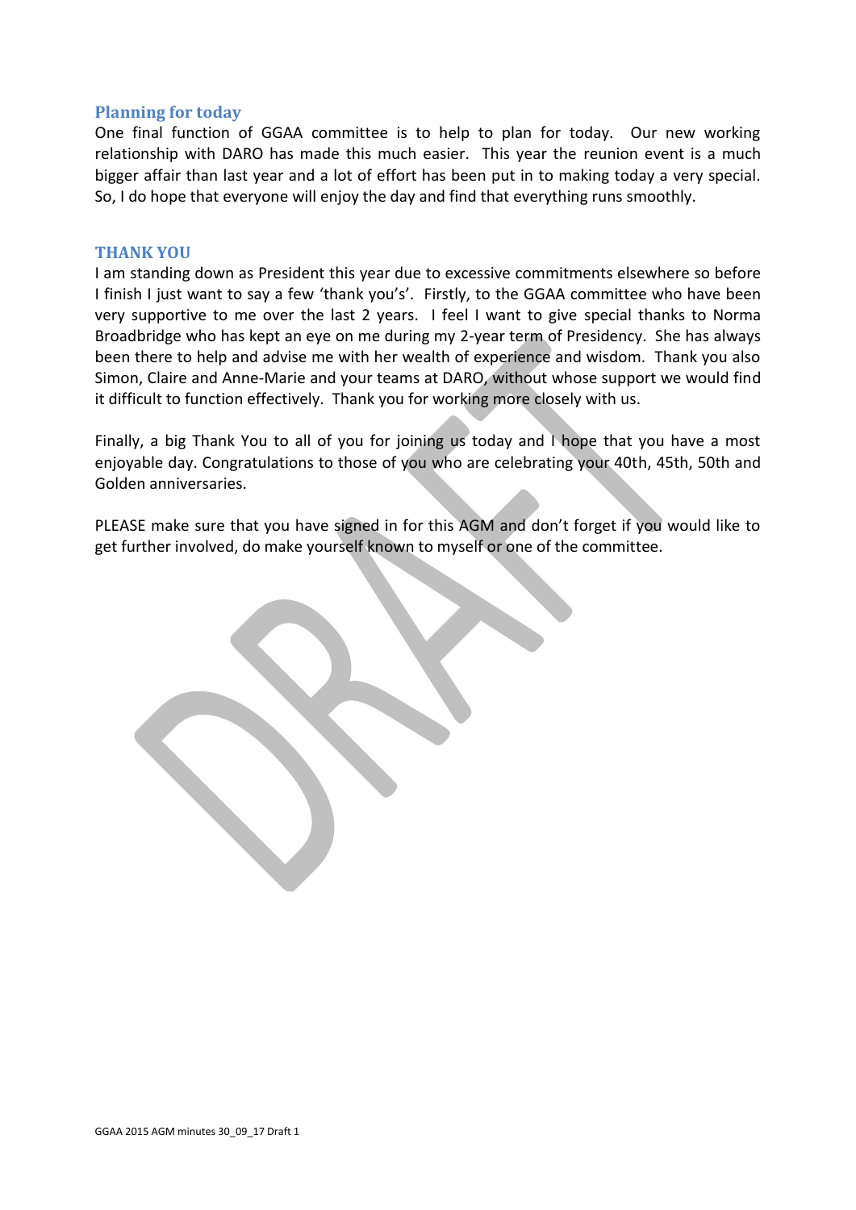## Planning for today

One final function of GGAA committee is to help to plan for today. Our new working relationship with DARO has made this much easier. This year the reunion event is a much bigger affair than last year and a lot of effort has been put in to making today a very special. So, I do hope that everyone will enjoy the day and find that everything runs smoothly.

## THANK YOU

I am standing down as President this year due to excessive commitments elsewhere so before I finish I just want to say a few 'thank you's'. Firstly, to the GGAA committee who have been very supportive to me over the last 2 years. I feel I want to give special thanks to Norma Broadbridge who has kept an eye on me during my 2-year term of Presidency. She has always been there to help and advise me with her wealth of experience and wisdom. Thank you also Simon, Claire and Anne-Marie and your teams at DARO, without whose support we would find it difficult to function effectively. Thank you for working more closely with us.

Finally, a big Thank You to all of you for joining us today and I hope that you have a most enjoyable day. Congratulations to those of you who are celebrating your 40th, 45th, 50th and Golden anniversaries.

PLEASE make sure that you have signed in for this AGM and don't forget if you would like to get further involved, do make yourself known to myself or one of the committee.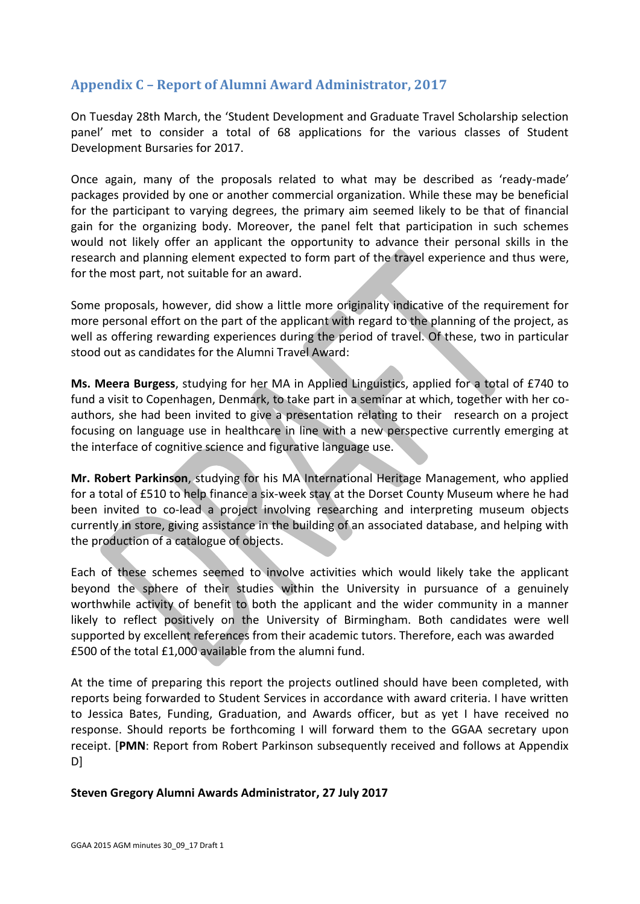## Appendix C – Report of Alumni Award Administrator, 2017

On Tuesday 28th March, the 'Student Development and Graduate Travel Scholarship selection panel' met to consider a total of 68 applications for the various classes of Student Development Bursaries for 2017.

Once again, many of the proposals related to what may be described as 'ready-made' packages provided by one or another commercial organization. While these may be beneficial for the participant to varying degrees, the primary aim seemed likely to be that of financial gain for the organizing body. Moreover, the panel felt that participation in such schemes would not likely offer an applicant the opportunity to advance their personal skills in the research and planning element expected to form part of the travel experience and thus were, for the most part, not suitable for an award.

Some proposals, however, did show a little more originality indicative of the requirement for more personal effort on the part of the applicant with regard to the planning of the project, as well as offering rewarding experiences during the period of travel. Of these, two in particular stood out as candidates for the Alumni Travel Award:

**Ms. Meera Burgess**, studying for her MA in Applied Linguistics, applied for a total of £740 to fund a visit to Copenhagen, Denmark, to take part in a seminar at which, together with her co-authors, she had been invited to give a presentation relating to their research on a project focusing on language use in healthcare in line with a new perspective currently emerging at the interface of cognitive science and figurative language use.

**Mr. Robert Parkinson**, studying for his MA International Heritage Management, who applied for a total of £510 to help finance a six-week stay at the Dorset County Museum where he had been invited to co-lead a project involving researching and interpreting museum objects currently in store, giving assistance in the building of an associated database, and helping with the production of a catalogue of objects.

Each of these schemes seemed to involve activities which would likely take the applicant beyond the sphere of their studies within the University in pursuance of a genuinely worthwhile activity of benefit to both the applicant and the wider community in a manner likely to reflect positively on the University of Birmingham. Both candidates were well supported by excellent references from their academic tutors. Therefore, each was awarded £500 of the total £1,000 available from the alumni fund.

At the time of preparing this report the projects outlined should have been completed, with reports being forwarded to Student Services in accordance with award criteria. I have written to Jessica Bates, Funding, Graduation, and Awards officer, but as yet I have received no response. Should reports be forthcoming I will forward them to the GGAA secretary upon receipt. [**PMN**: Report from Robert Parkinson subsequently received and follows at Appendix D]

**Steven Gregory Alumni Awards Administrator, 27 July 2017**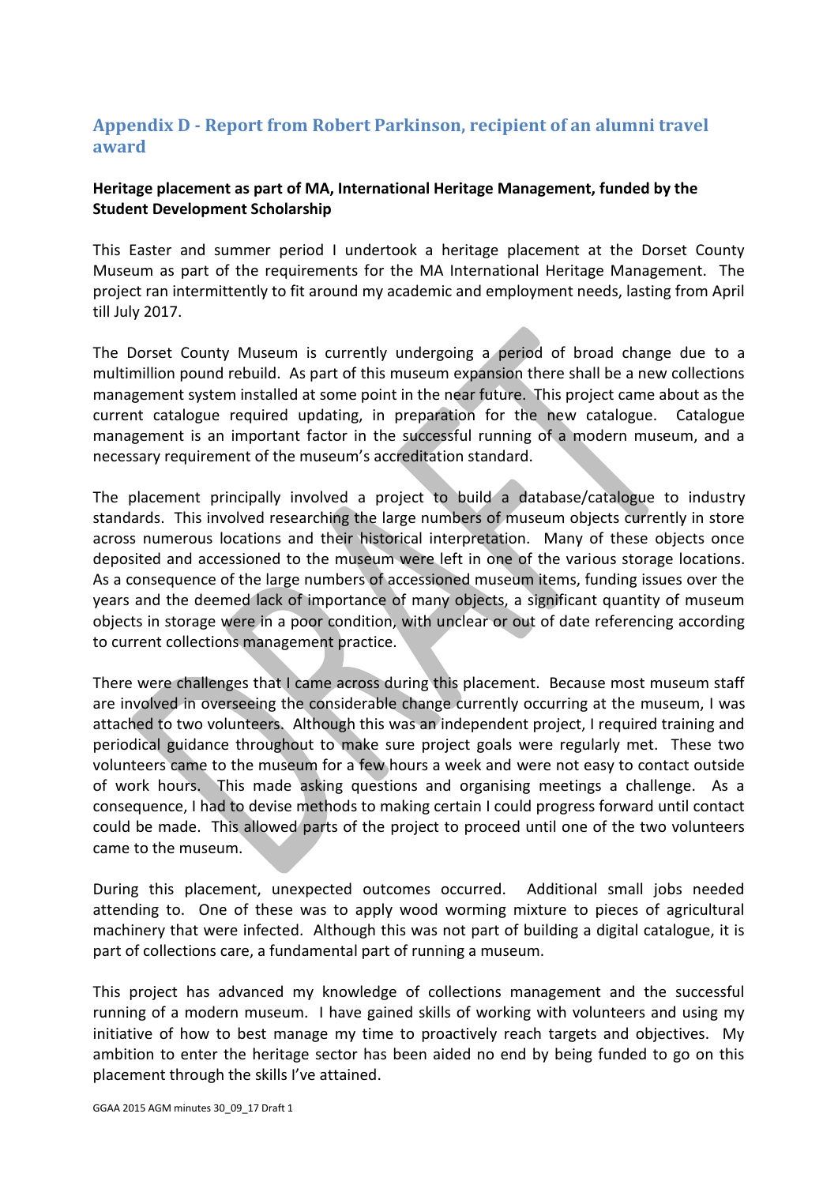## Appendix D - Report from Robert Parkinson, recipient of an alumni travel award

**Heritage placement as part of MA, International Heritage Management, funded by the Student Development Scholarship**

This Easter and summer period I undertook a heritage placement at the Dorset County Museum as part of the requirements for the MA International Heritage Management. The project ran intermittently to fit around my academic and employment needs, lasting from April till July 2017.

The Dorset County Museum is currently undergoing a period of broad change due to a multimillion pound rebuild. As part of this museum expansion there shall be a new collections management system installed at some point in the near future. This project came about as the current catalogue required updating, in preparation for the new catalogue. Catalogue management is an important factor in the successful running of a modern museum, and a necessary requirement of the museum's accreditation standard.

The placement principally involved a project to build a database/catalogue to industry standards. This involved researching the large numbers of museum objects currently in store across numerous locations and their historical interpretation. Many of these objects once deposited and accessioned to the museum were left in one of the various storage locations. As a consequence of the large numbers of accessioned museum items, funding issues over the years and the deemed lack of importance of many objects, a significant quantity of museum objects in storage were in a poor condition, with unclear or out of date referencing according to current collections management practice.

There were challenges that I came across during this placement. Because most museum staff are involved in overseeing the considerable change currently occurring at the museum, I was attached to two volunteers. Although this was an independent project, I required training and periodical guidance throughout to make sure project goals were regularly met. These two volunteers came to the museum for a few hours a week and were not easy to contact outside of work hours. This made asking questions and organising meetings a challenge. As a consequence, I had to devise methods to making certain I could progress forward until contact could be made. This allowed parts of the project to proceed until one of the two volunteers came to the museum.

During this placement, unexpected outcomes occurred. Additional small jobs needed attending to. One of these was to apply wood worming mixture to pieces of agricultural machinery that were infected. Although this was not part of building a digital catalogue, it is part of collections care, a fundamental part of running a museum.

This project has advanced my knowledge of collections management and the successful running of a modern museum. I have gained skills of working with volunteers and using my initiative of how to best manage my time to proactively reach targets and objectives. My ambition to enter the heritage sector has been aided no end by being funded to go on this placement through the skills I've attained.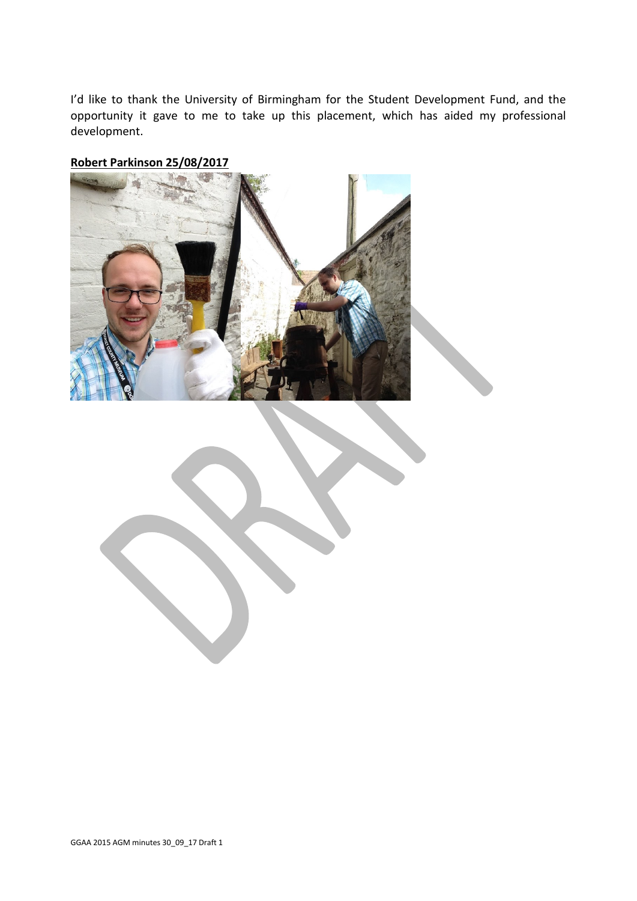I'd like to thank the University of Birmingham for the Student Development Fund, and the opportunity it gave to me to take up this placement, which has aided my professional development.

**Robert Parkinson 25/08/2017**